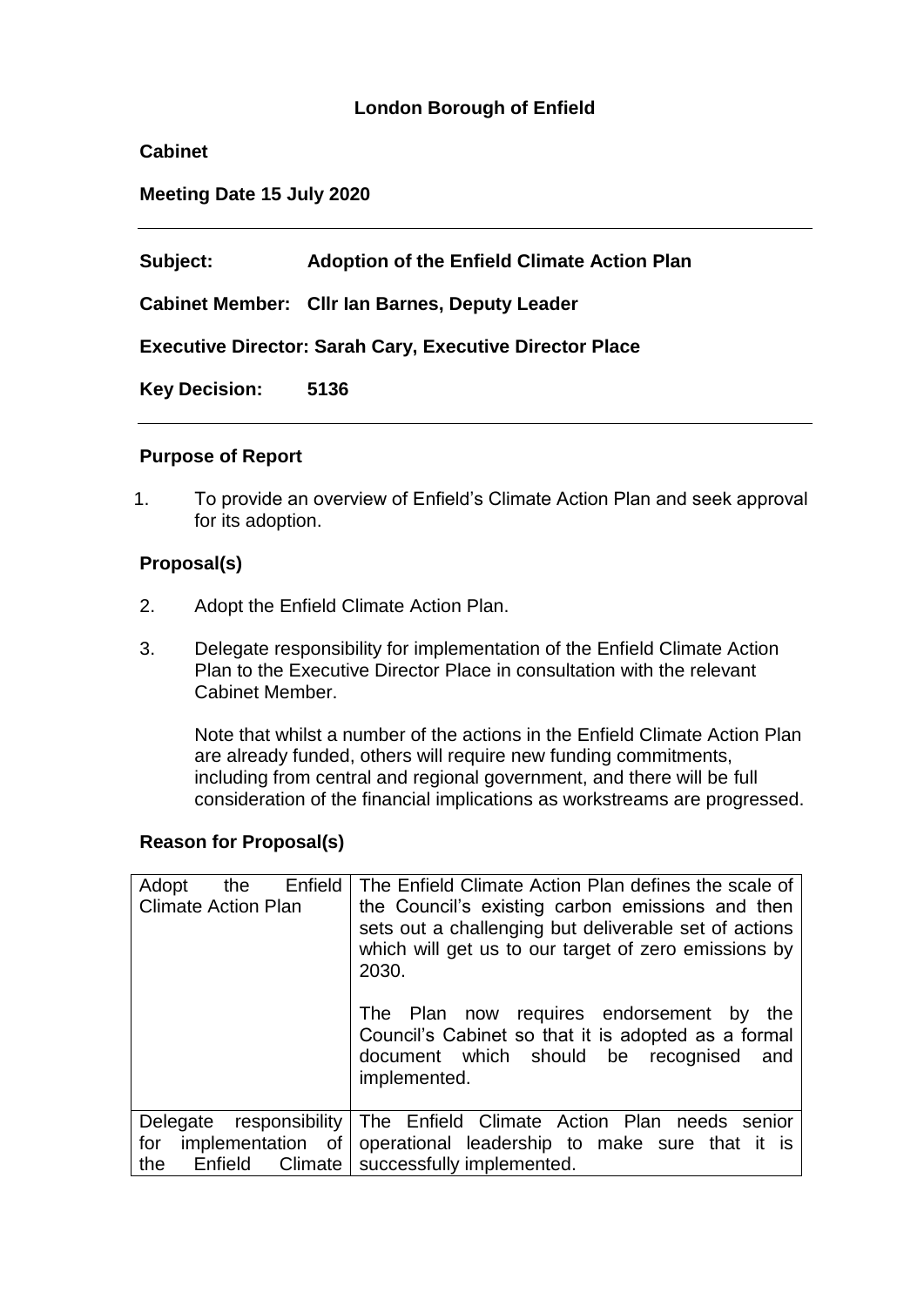**London Borough of Enfield**

**Cabinet**

**Meeting Date 15 July 2020**

---

**Subject:** **Adoption of the Enfield Climate Action Plan**

**Cabinet Member: Cllr Ian Barnes, Deputy Leader**

**Executive Director: Sarah Cary, Executive Director Place**

**Key Decision:** **5136**

---

**Purpose of Report**

1. To provide an overview of Enfield's Climate Action Plan and seek approval for its adoption.

**Proposal(s)**

2. Adopt the Enfield Climate Action Plan.

3. Delegate responsibility for implementation of the Enfield Climate Action Plan to the Executive Director Place in consultation with the relevant Cabinet Member.

   Note that whilst a number of the actions in the Enfield Climate Action Plan are already funded, others will require new funding commitments, including from central and regional government, and there will be full consideration of the financial implications as workstreams are progressed.

**Reason for Proposal(s)**

| | |
|---|---|
| Adopt the Enfield Climate Action Plan | The Enfield Climate Action Plan defines the scale of the Council's existing carbon emissions and then sets out a challenging but deliverable set of actions which will get us to our target of zero emissions by 2030.<br><br>The Plan now requires endorsement by the Council's Cabinet so that it is adopted as a formal document which should be recognised and implemented. |
| Delegate responsibility for implementation of the Enfield Climate | The Enfield Climate Action Plan needs senior operational leadership to make sure that it is successfully implemented. |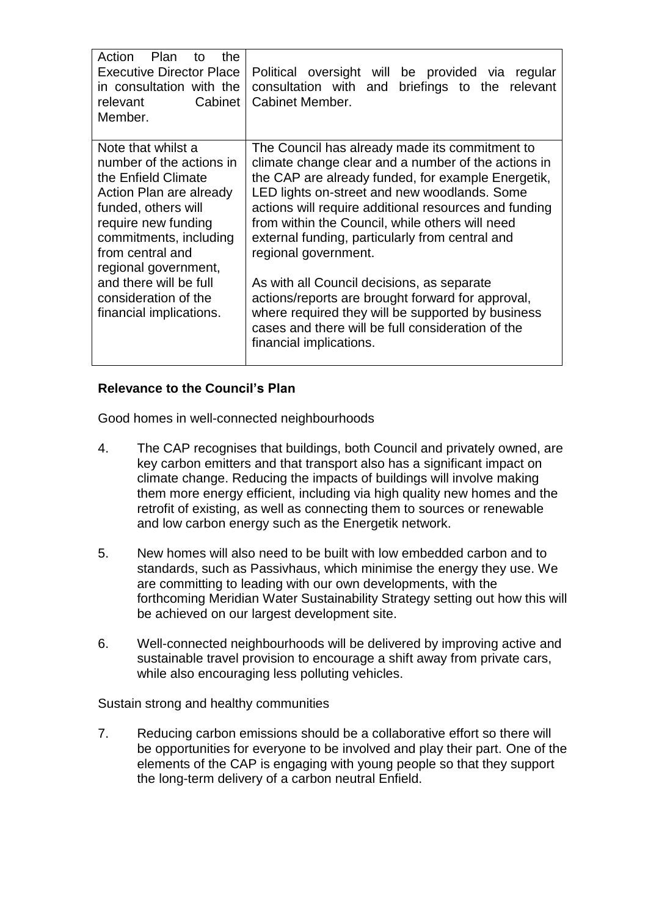| | |
|---|---|
| Action Plan to the Executive Director Place in consultation with the relevant Cabinet Member. | Political oversight will be provided via regular consultation with and briefings to the relevant Cabinet Member. |
| Note that whilst a number of the actions in the Enfield Climate Action Plan are already funded, others will require new funding commitments, including from central and regional government, and there will be full consideration of the financial implications. | The Council has already made its commitment to climate change clear and a number of the actions in the CAP are already funded, for example Energetik, LED lights on-street and new woodlands. Some actions will require additional resources and funding from within the Council, while others will need external funding, particularly from central and regional government.<br><br>As with all Council decisions, as separate actions/reports are brought forward for approval, where required they will be supported by business cases and there will be full consideration of the financial implications. |

**Relevance to the Council's Plan**

Good homes in well-connected neighbourhoods

4. The CAP recognises that buildings, both Council and privately owned, are key carbon emitters and that transport also has a significant impact on climate change. Reducing the impacts of buildings will involve making them more energy efficient, including via high quality new homes and the retrofit of existing, as well as connecting them to sources or renewable and low carbon energy such as the Energetik network.

5. New homes will also need to be built with low embedded carbon and to standards, such as Passivhaus, which minimise the energy they use. We are committing to leading with our own developments, with the forthcoming Meridian Water Sustainability Strategy setting out how this will be achieved on our largest development site.

6. Well-connected neighbourhoods will be delivered by improving active and sustainable travel provision to encourage a shift away from private cars, while also encouraging less polluting vehicles.

Sustain strong and healthy communities

7. Reducing carbon emissions should be a collaborative effort so there will be opportunities for everyone to be involved and play their part. One of the elements of the CAP is engaging with young people so that they support the long-term delivery of a carbon neutral Enfield.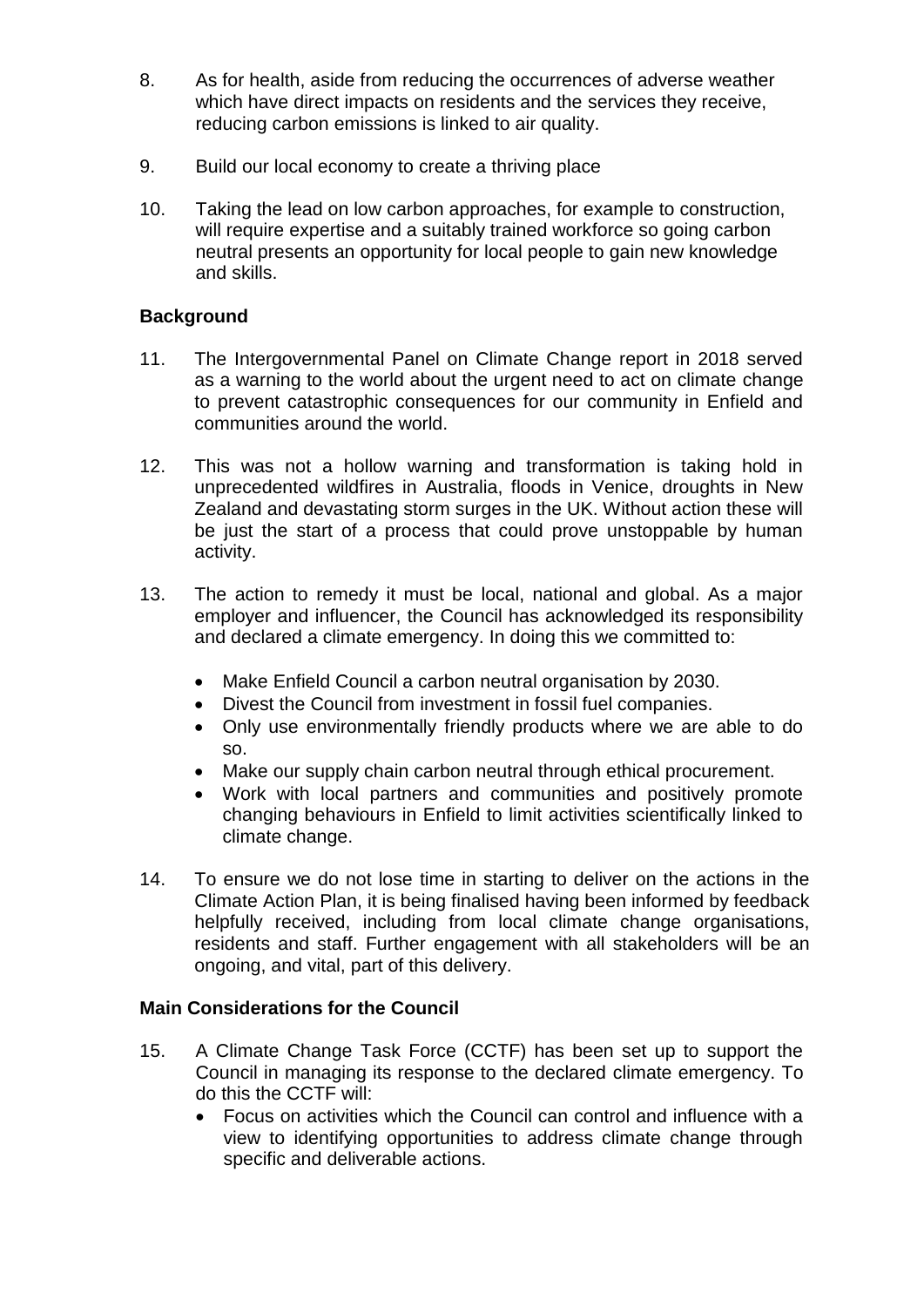8. As for health, aside from reducing the occurrences of adverse weather which have direct impacts on residents and the services they receive, reducing carbon emissions is linked to air quality.

9. Build our local economy to create a thriving place

10. Taking the lead on low carbon approaches, for example to construction, will require expertise and a suitably trained workforce so going carbon neutral presents an opportunity for local people to gain new knowledge and skills.

**Background**

11. The Intergovernmental Panel on Climate Change report in 2018 served as a warning to the world about the urgent need to act on climate change to prevent catastrophic consequences for our community in Enfield and communities around the world.

12. This was not a hollow warning and transformation is taking hold in unprecedented wildfires in Australia, floods in Venice, droughts in New Zealand and devastating storm surges in the UK. Without action these will be just the start of a process that could prove unstoppable by human activity.

13. The action to remedy it must be local, national and global. As a major employer and influencer, the Council has acknowledged its responsibility and declared a climate emergency. In doing this we committed to:

    - Make Enfield Council a carbon neutral organisation by 2030.
    - Divest the Council from investment in fossil fuel companies.
    - Only use environmentally friendly products where we are able to do so.
    - Make our supply chain carbon neutral through ethical procurement.
    - Work with local partners and communities and positively promote changing behaviours in Enfield to limit activities scientifically linked to climate change.

14. To ensure we do not lose time in starting to deliver on the actions in the Climate Action Plan, it is being finalised having been informed by feedback helpfully received, including from local climate change organisations, residents and staff. Further engagement with all stakeholders will be an ongoing, and vital, part of this delivery.

**Main Considerations for the Council**

15. A Climate Change Task Force (CCTF) has been set up to support the Council in managing its response to the declared climate emergency. To do this the CCTF will:
    - Focus on activities which the Council can control and influence with a view to identifying opportunities to address climate change through specific and deliverable actions.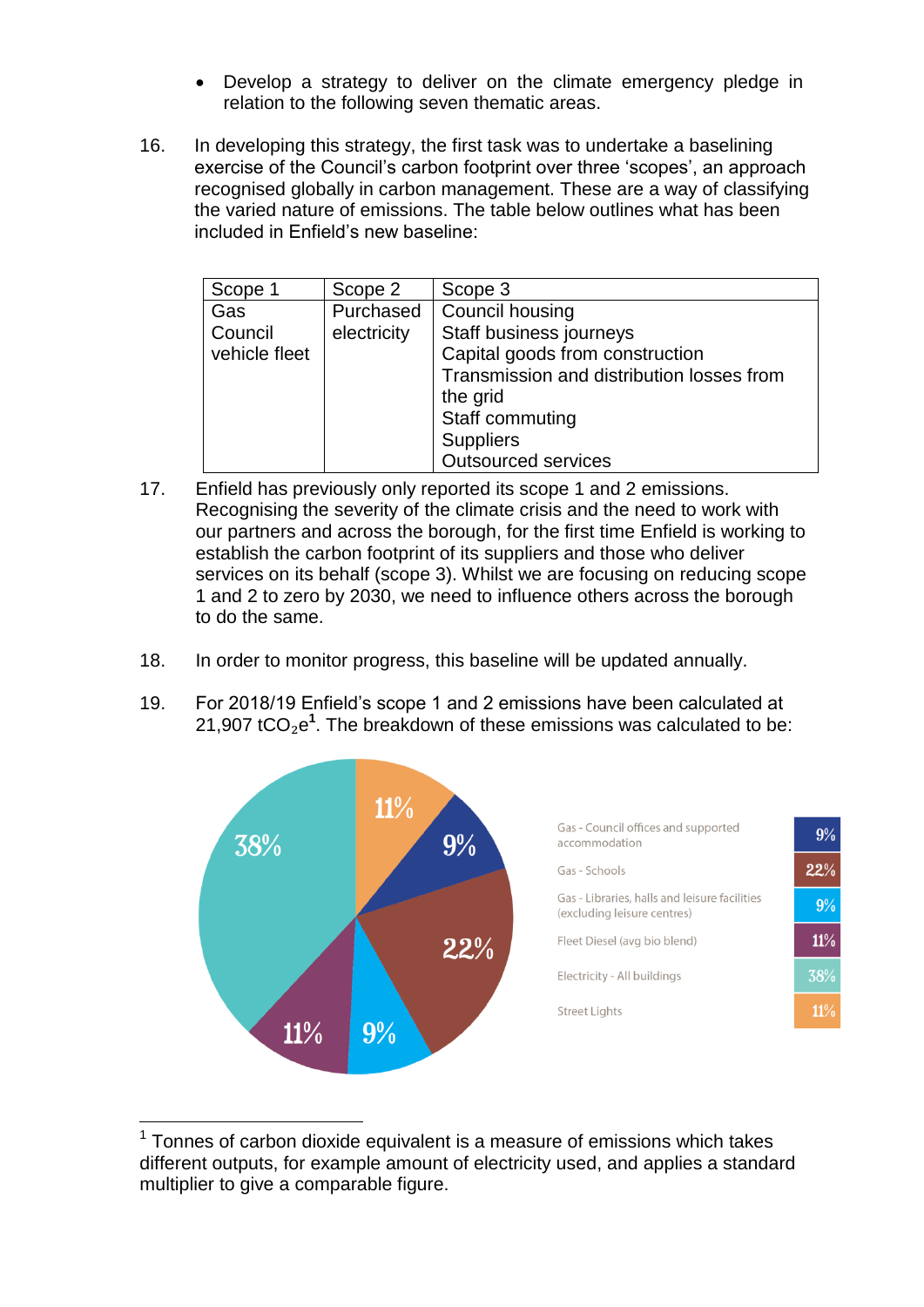- Develop a strategy to deliver on the climate emergency pledge in relation to the following seven thematic areas.

16. In developing this strategy, the first task was to undertake a baselining exercise of the Council's carbon footprint over three 'scopes', an approach recognised globally in carbon management. These are a way of classifying the varied nature of emissions. The table below outlines what has been included in Enfield's new baseline:

| Scope 1 | Scope 2 | Scope 3 |
|---|---|---|
| Gas<br>Council vehicle fleet | Purchased electricity | Council housing<br>Staff business journeys<br>Capital goods from construction<br>Transmission and distribution losses from the grid<br>Staff commuting<br>Suppliers<br>Outsourced services |

17. Enfield has previously only reported its scope 1 and 2 emissions. Recognising the severity of the climate crisis and the need to work with our partners and across the borough, for the first time Enfield is working to establish the carbon footprint of its suppliers and those who deliver services on its behalf (scope 3). Whilst we are focusing on reducing scope 1 and 2 to zero by 2030, we need to influence others across the borough to do the same.

18. In order to monitor progress, this baseline will be updated annually.

19. For 2018/19 Enfield's scope 1 and 2 emissions have been calculated at 21,907 $tCO_2e$[1]. The breakdown of these emissions was calculated to be:

| Source | Share |
|---|---|
| Gas - Council offices and supported accommodation | 9% |
| Gas - Schools | 22% |
| Gas - Libraries, halls and leisure facilities (excluding leisure centres) | 9% |
| Fleet Diesel (avg bio blend) | 11% |
| Electricity - All buildings | 38% |
| Street Lights | 11% |

[1] Tonnes of carbon dioxide equivalent is a measure of emissions which takes different outputs, for example amount of electricity used, and applies a standard multiplier to give a comparable figure.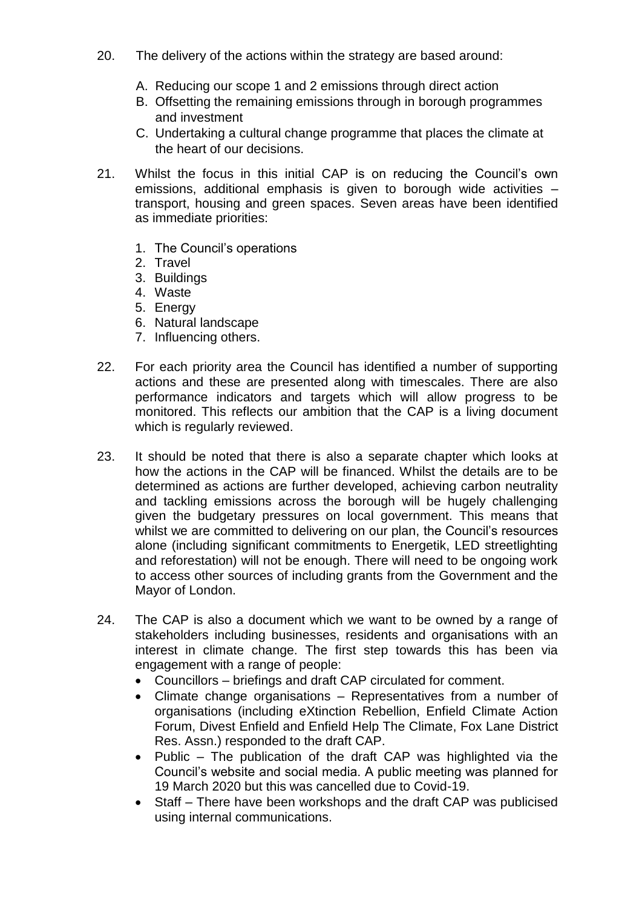20. The delivery of the actions within the strategy are based around:

    A. Reducing our scope 1 and 2 emissions through direct action
    B. Offsetting the remaining emissions through in borough programmes and investment
    C. Undertaking a cultural change programme that places the climate at the heart of our decisions.

21. Whilst the focus in this initial CAP is on reducing the Council's own emissions, additional emphasis is given to borough wide activities – transport, housing and green spaces. Seven areas have been identified as immediate priorities:

    1. The Council's operations
    2. Travel
    3. Buildings
    4. Waste
    5. Energy
    6. Natural landscape
    7. Influencing others.

22. For each priority area the Council has identified a number of supporting actions and these are presented along with timescales. There are also performance indicators and targets which will allow progress to be monitored. This reflects our ambition that the CAP is a living document which is regularly reviewed.

23. It should be noted that there is also a separate chapter which looks at how the actions in the CAP will be financed. Whilst the details are to be determined as actions are further developed, achieving carbon neutrality and tackling emissions across the borough will be hugely challenging given the budgetary pressures on local government. This means that whilst we are committed to delivering on our plan, the Council's resources alone (including significant commitments to Energetik, LED streetlighting and reforestation) will not be enough. There will need to be ongoing work to access other sources of including grants from the Government and the Mayor of London.

24. The CAP is also a document which we want to be owned by a range of stakeholders including businesses, residents and organisations with an interest in climate change. The first step towards this has been via engagement with a range of people:
    - Councillors – briefings and draft CAP circulated for comment.
    - Climate change organisations – Representatives from a number of organisations (including eXtinction Rebellion, Enfield Climate Action Forum, Divest Enfield and Enfield Help The Climate, Fox Lane District Res. Assn.) responded to the draft CAP.
    - Public – The publication of the draft CAP was highlighted via the Council's website and social media. A public meeting was planned for 19 March 2020 but this was cancelled due to Covid-19.
    - Staff – There have been workshops and the draft CAP was publicised using internal communications.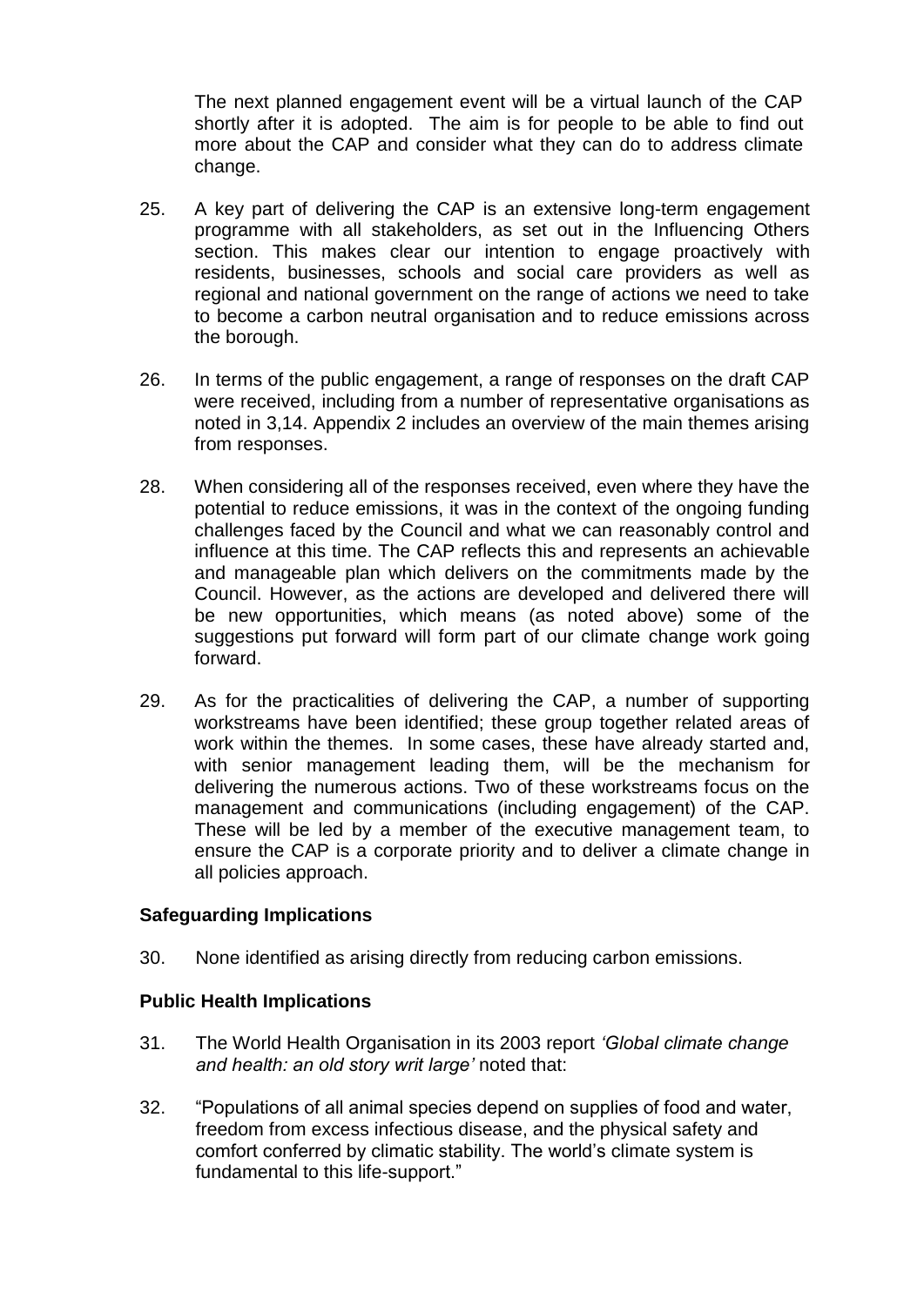The next planned engagement event will be a virtual launch of the CAP shortly after it is adopted. The aim is for people to be able to find out more about the CAP and consider what they can do to address climate change.

25. A key part of delivering the CAP is an extensive long-term engagement programme with all stakeholders, as set out in the Influencing Others section. This makes clear our intention to engage proactively with residents, businesses, schools and social care providers as well as regional and national government on the range of actions we need to take to become a carbon neutral organisation and to reduce emissions across the borough.

26. In terms of the public engagement, a range of responses on the draft CAP were received, including from a number of representative organisations as noted in 3,14. Appendix 2 includes an overview of the main themes arising from responses.

28. When considering all of the responses received, even where they have the potential to reduce emissions, it was in the context of the ongoing funding challenges faced by the Council and what we can reasonably control and influence at this time. The CAP reflects this and represents an achievable and manageable plan which delivers on the commitments made by the Council. However, as the actions are developed and delivered there will be new opportunities, which means (as noted above) some of the suggestions put forward will form part of our climate change work going forward.

29. As for the practicalities of delivering the CAP, a number of supporting workstreams have been identified; these group together related areas of work within the themes. In some cases, these have already started and, with senior management leading them, will be the mechanism for delivering the numerous actions. Two of these workstreams focus on the management and communications (including engagement) of the CAP. These will be led by a member of the executive management team, to ensure the CAP is a corporate priority and to deliver a climate change in all policies approach.

## Safeguarding Implications

30. None identified as arising directly from reducing carbon emissions.

## Public Health Implications

31. The World Health Organisation in its 2003 report *'Global climate change and health: an old story writ large'* noted that:

32. "Populations of all animal species depend on supplies of food and water, freedom from excess infectious disease, and the physical safety and comfort conferred by climatic stability. The world's climate system is fundamental to this life-support."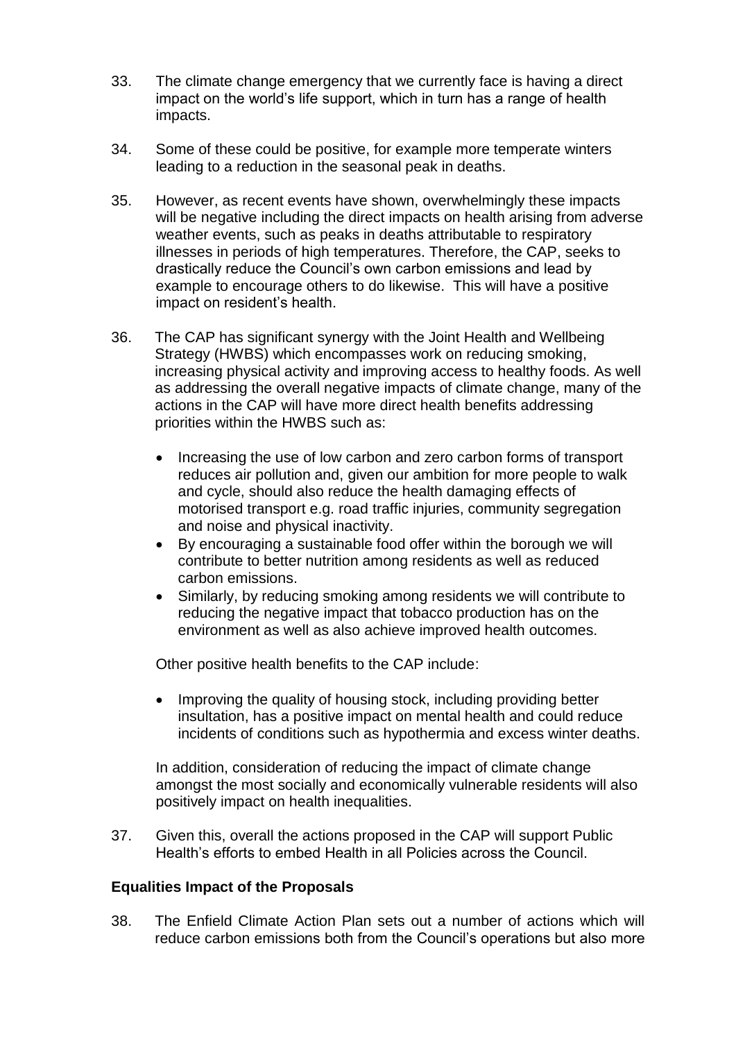33. The climate change emergency that we currently face is having a direct impact on the world's life support, which in turn has a range of health impacts.

34. Some of these could be positive, for example more temperate winters leading to a reduction in the seasonal peak in deaths.

35. However, as recent events have shown, overwhelmingly these impacts will be negative including the direct impacts on health arising from adverse weather events, such as peaks in deaths attributable to respiratory illnesses in periods of high temperatures. Therefore, the CAP, seeks to drastically reduce the Council's own carbon emissions and lead by example to encourage others to do likewise. This will have a positive impact on resident's health.

36. The CAP has significant synergy with the Joint Health and Wellbeing Strategy (HWBS) which encompasses work on reducing smoking, increasing physical activity and improving access to healthy foods. As well as addressing the overall negative impacts of climate change, many of the actions in the CAP will have more direct health benefits addressing priorities within the HWBS such as:

    - Increasing the use of low carbon and zero carbon forms of transport reduces air pollution and, given our ambition for more people to walk and cycle, should also reduce the health damaging effects of motorised transport e.g. road traffic injuries, community segregation and noise and physical inactivity.
    - By encouraging a sustainable food offer within the borough we will contribute to better nutrition among residents as well as reduced carbon emissions.
    - Similarly, by reducing smoking among residents we will contribute to reducing the negative impact that tobacco production has on the environment as well as also achieve improved health outcomes.

    Other positive health benefits to the CAP include:

    - Improving the quality of housing stock, including providing better insultation, has a positive impact on mental health and could reduce incidents of conditions such as hypothermia and excess winter deaths.

    In addition, consideration of reducing the impact of climate change amongst the most socially and economically vulnerable residents will also positively impact on health inequalities.

37. Given this, overall the actions proposed in the CAP will support Public Health's efforts to embed Health in all Policies across the Council.

**Equalities Impact of the Proposals**

38. The Enfield Climate Action Plan sets out a number of actions which will reduce carbon emissions both from the Council's operations but also more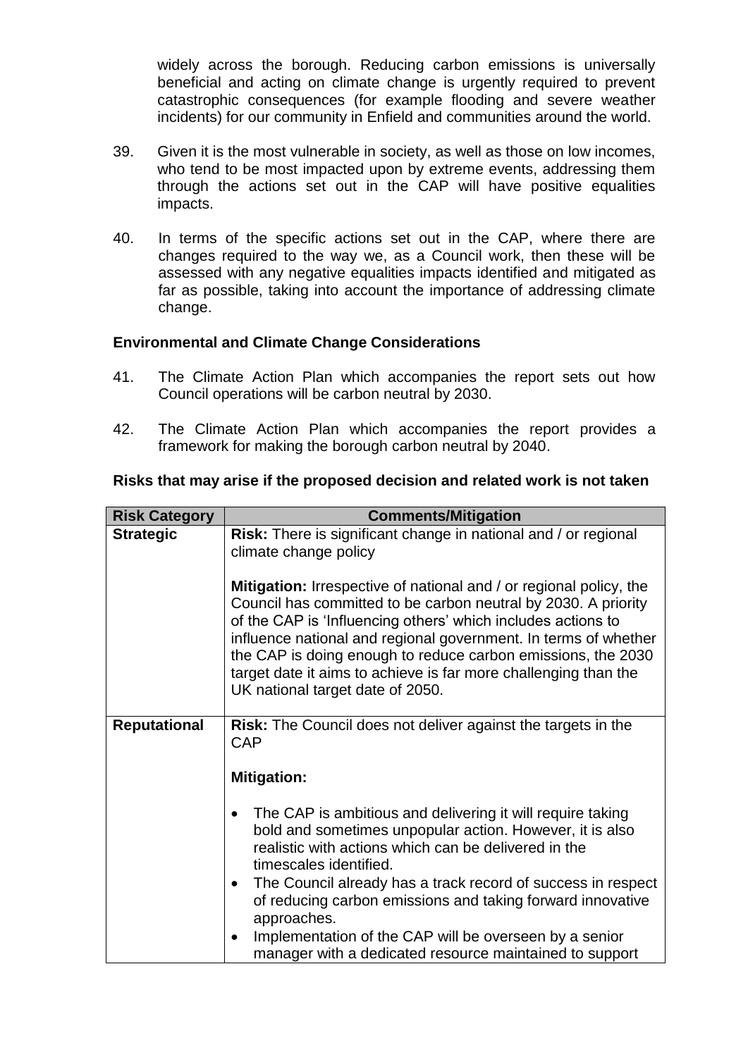widely across the borough. Reducing carbon emissions is universally beneficial and acting on climate change is urgently required to prevent catastrophic consequences (for example flooding and severe weather incidents) for our community in Enfield and communities around the world.

39. Given it is the most vulnerable in society, as well as those on low incomes, who tend to be most impacted upon by extreme events, addressing them through the actions set out in the CAP will have positive equalities impacts.

40. In terms of the specific actions set out in the CAP, where there are changes required to the way we, as a Council work, then these will be assessed with any negative equalities impacts identified and mitigated as far as possible, taking into account the importance of addressing climate change.

**Environmental and Climate Change Considerations**

41. The Climate Action Plan which accompanies the report sets out how Council operations will be carbon neutral by 2030.

42. The Climate Action Plan which accompanies the report provides a framework for making the borough carbon neutral by 2040.

**Risks that may arise if the proposed decision and related work is not taken**

| Risk Category | Comments/Mitigation |
|---|---|
| **Strategic** | **Risk:** There is significant change in national and / or regional climate change policy<br><br>**Mitigation:** Irrespective of national and / or regional policy, the Council has committed to be carbon neutral by 2030. A priority of the CAP is 'Influencing others' which includes actions to influence national and regional government. In terms of whether the CAP is doing enough to reduce carbon emissions, the 2030 target date it aims to achieve is far more challenging than the UK national target date of 2050. |
| **Reputational** | **Risk:** The Council does not deliver against the targets in the CAP<br><br>**Mitigation:**<br><br>• The CAP is ambitious and delivering it will require taking bold and sometimes unpopular action. However, it is also realistic with actions which can be delivered in the timescales identified.<br>• The Council already has a track record of success in respect of reducing carbon emissions and taking forward innovative approaches.<br>• Implementation of the CAP will be overseen by a senior manager with a dedicated resource maintained to support |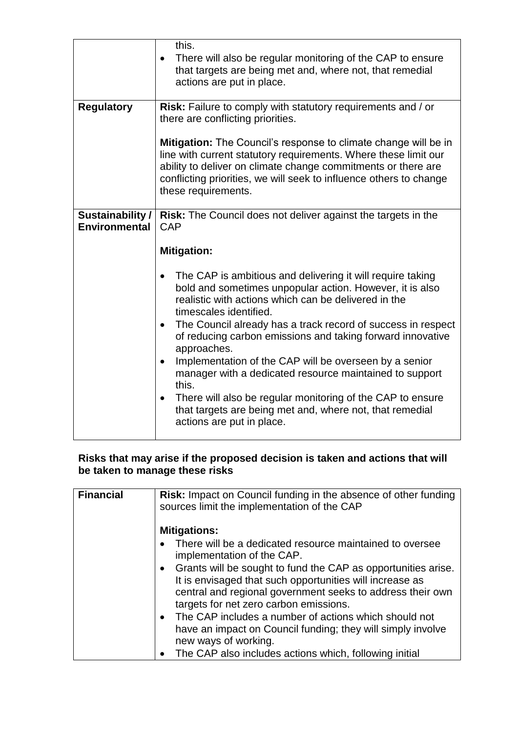| | |
|---|---|
| | this.<br>• There will also be regular monitoring of the CAP to ensure that targets are being met and, where not, that remedial actions are put in place. |
| **Regulatory** | **Risk:** Failure to comply with statutory requirements and / or there are conflicting priorities.<br><br>**Mitigation:** The Council's response to climate change will be in line with current statutory requirements. Where these limit our ability to deliver on climate change commitments or there are conflicting priorities, we will seek to influence others to change these requirements. |
| **Sustainability / Environmental** | **Risk:** The Council does not deliver against the targets in the CAP<br><br>**Mitigation:**<br><br>• The CAP is ambitious and delivering it will require taking bold and sometimes unpopular action. However, it is also realistic with actions which can be delivered in the timescales identified.<br>• The Council already has a track record of success in respect of reducing carbon emissions and taking forward innovative approaches.<br>• Implementation of the CAP will be overseen by a senior manager with a dedicated resource maintained to support this.<br>• There will also be regular monitoring of the CAP to ensure that targets are being met and, where not, that remedial actions are put in place. |

**Risks that may arise if the proposed decision is taken and actions that will be taken to manage these risks**

| | |
|---|---|
| **Financial** | **Risk:** Impact on Council funding in the absence of other funding sources limit the implementation of the CAP<br><br>**Mitigations:**<br>• There will be a dedicated resource maintained to oversee implementation of the CAP.<br>• Grants will be sought to fund the CAP as opportunities arise. It is envisaged that such opportunities will increase as central and regional government seeks to address their own targets for net zero carbon emissions.<br>• The CAP includes a number of actions which should not have an impact on Council funding; they will simply involve new ways of working.<br>• The CAP also includes actions which, following initial |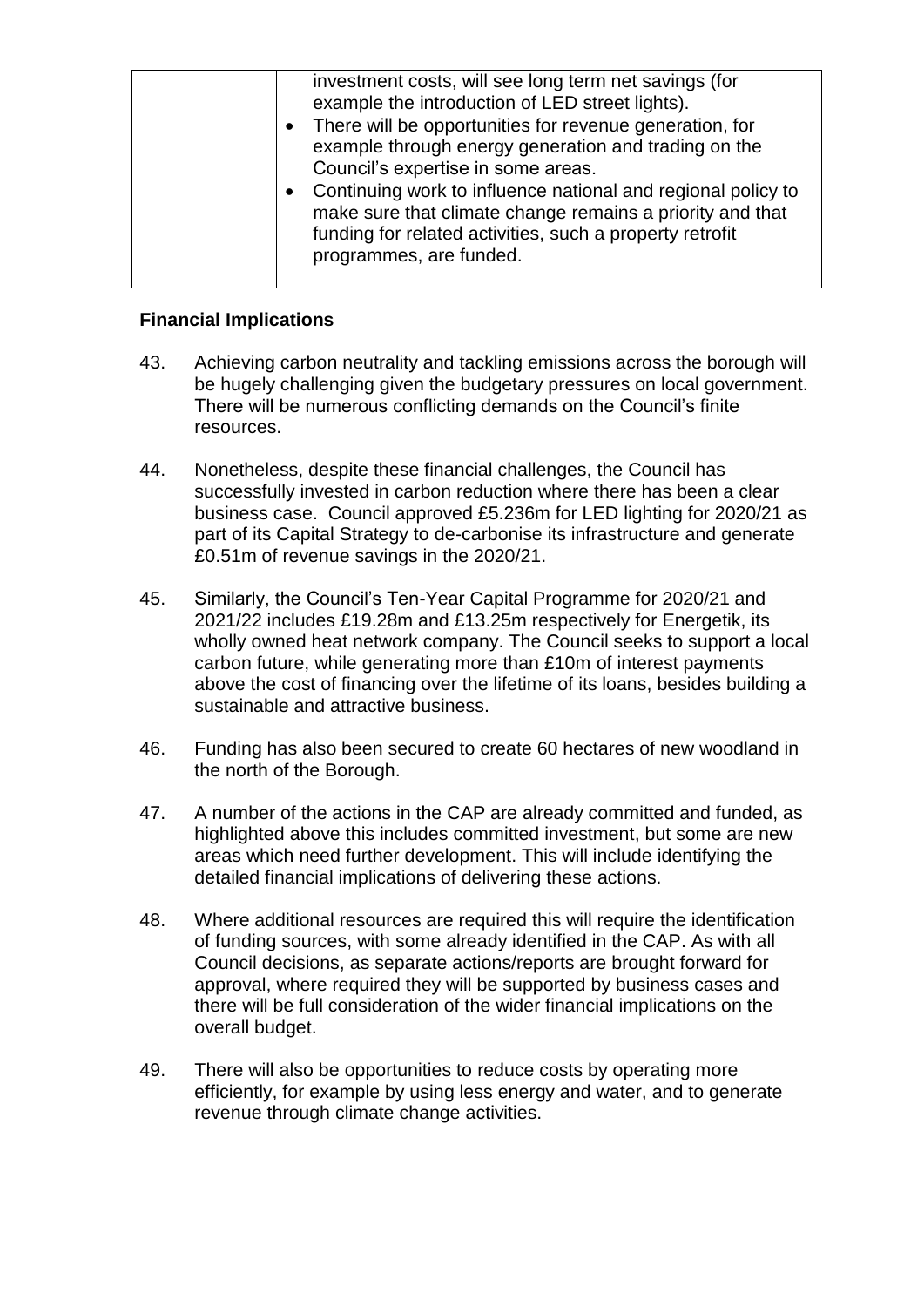|  | investment costs, will see long term net savings (for example the introduction of LED street lights).<br>• There will be opportunities for revenue generation, for example through energy generation and trading on the Council's expertise in some areas.<br>• Continuing work to influence national and regional policy to make sure that climate change remains a priority and that funding for related activities, such a property retrofit programmes, are funded. |
|---|---|

**Financial Implications**

43. Achieving carbon neutrality and tackling emissions across the borough will be hugely challenging given the budgetary pressures on local government. There will be numerous conflicting demands on the Council's finite resources.

44. Nonetheless, despite these financial challenges, the Council has successfully invested in carbon reduction where there has been a clear business case. Council approved £5.236m for LED lighting for 2020/21 as part of its Capital Strategy to de-carbonise its infrastructure and generate £0.51m of revenue savings in the 2020/21.

45. Similarly, the Council's Ten-Year Capital Programme for 2020/21 and 2021/22 includes £19.28m and £13.25m respectively for Energetik, its wholly owned heat network company. The Council seeks to support a local carbon future, while generating more than £10m of interest payments above the cost of financing over the lifetime of its loans, besides building a sustainable and attractive business.

46. Funding has also been secured to create 60 hectares of new woodland in the north of the Borough.

47. A number of the actions in the CAP are already committed and funded, as highlighted above this includes committed investment, but some are new areas which need further development. This will include identifying the detailed financial implications of delivering these actions.

48. Where additional resources are required this will require the identification of funding sources, with some already identified in the CAP. As with all Council decisions, as separate actions/reports are brought forward for approval, where required they will be supported by business cases and there will be full consideration of the wider financial implications on the overall budget.

49. There will also be opportunities to reduce costs by operating more efficiently, for example by using less energy and water, and to generate revenue through climate change activities.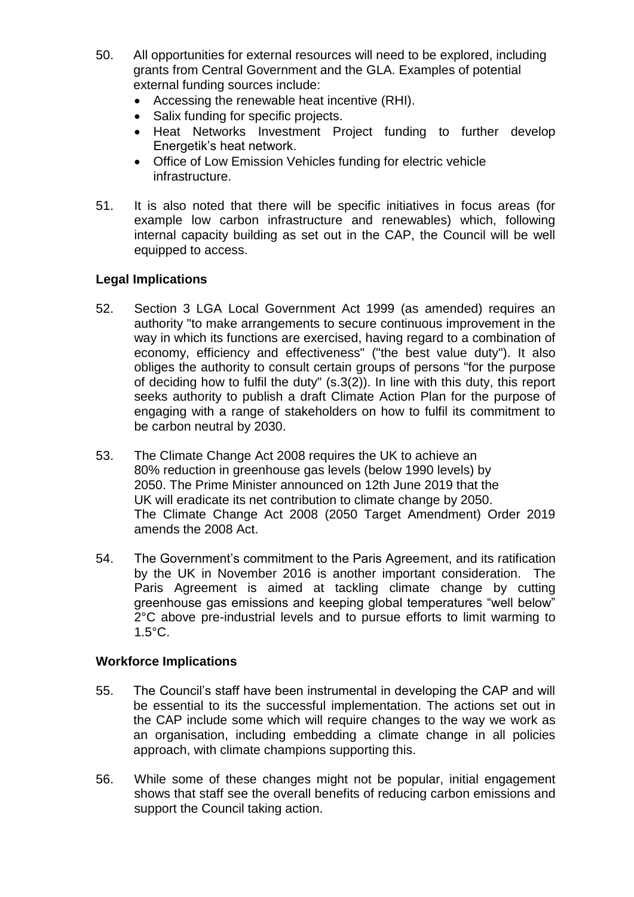50. All opportunities for external resources will need to be explored, including grants from Central Government and the GLA. Examples of potential external funding sources include:
    - Accessing the renewable heat incentive (RHI).
    - Salix funding for specific projects.
    - Heat Networks Investment Project funding to further develop Energetik's heat network.
    - Office of Low Emission Vehicles funding for electric vehicle infrastructure.

51. It is also noted that there will be specific initiatives in focus areas (for example low carbon infrastructure and renewables) which, following internal capacity building as set out in the CAP, the Council will be well equipped to access.

**Legal Implications**

52. Section 3 LGA Local Government Act 1999 (as amended) requires an authority "to make arrangements to secure continuous improvement in the way in which its functions are exercised, having regard to a combination of economy, efficiency and effectiveness" ("the best value duty"). It also obliges the authority to consult certain groups of persons "for the purpose of deciding how to fulfil the duty" (s.3(2)). In line with this duty, this report seeks authority to publish a draft Climate Action Plan for the purpose of engaging with a range of stakeholders on how to fulfil its commitment to be carbon neutral by 2030.

53. The Climate Change Act 2008 requires the UK to achieve an 80% reduction in greenhouse gas levels (below 1990 levels) by 2050. The Prime Minister announced on 12th June 2019 that the UK will eradicate its net contribution to climate change by 2050. The Climate Change Act 2008 (2050 Target Amendment) Order 2019 amends the 2008 Act.

54. The Government's commitment to the Paris Agreement, and its ratification by the UK in November 2016 is another important consideration. The Paris Agreement is aimed at tackling climate change by cutting greenhouse gas emissions and keeping global temperatures "well below" 2°C above pre-industrial levels and to pursue efforts to limit warming to 1.5°C.

**Workforce Implications**

55. The Council's staff have been instrumental in developing the CAP and will be essential to its the successful implementation. The actions set out in the CAP include some which will require changes to the way we work as an organisation, including embedding a climate change in all policies approach, with climate champions supporting this.

56. While some of these changes might not be popular, initial engagement shows that staff see the overall benefits of reducing carbon emissions and support the Council taking action.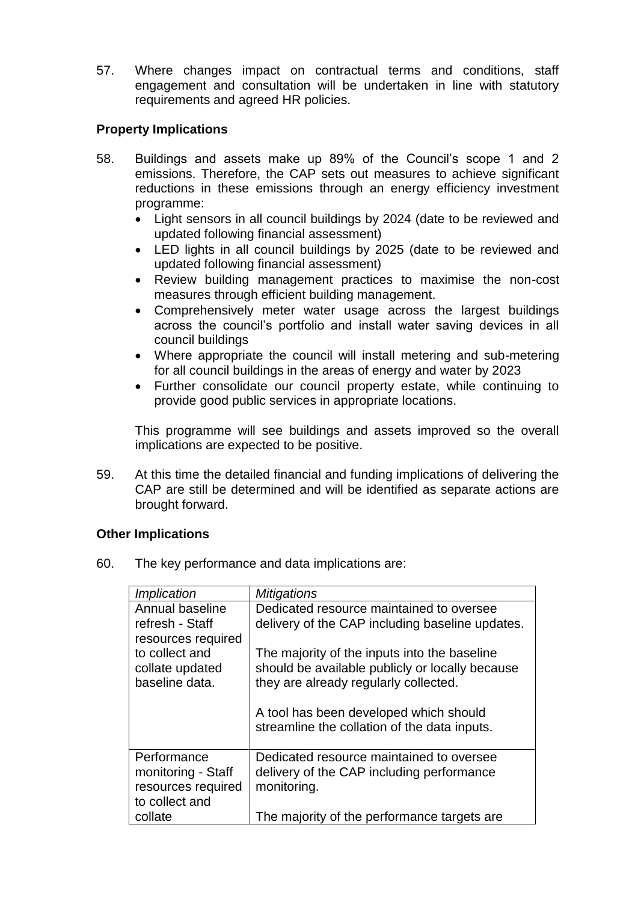57. Where changes impact on contractual terms and conditions, staff engagement and consultation will be undertaken in line with statutory requirements and agreed HR policies.

**Property Implications**

58. Buildings and assets make up 89% of the Council's scope 1 and 2 emissions. Therefore, the CAP sets out measures to achieve significant reductions in these emissions through an energy efficiency investment programme:
    - Light sensors in all council buildings by 2024 (date to be reviewed and updated following financial assessment)
    - LED lights in all council buildings by 2025 (date to be reviewed and updated following financial assessment)
    - Review building management practices to maximise the non-cost measures through efficient building management.
    - Comprehensively meter water usage across the largest buildings across the council's portfolio and install water saving devices in all council buildings
    - Where appropriate the council will install metering and sub-metering for all council buildings in the areas of energy and water by 2023
    - Further consolidate our council property estate, while continuing to provide good public services in appropriate locations.

    This programme will see buildings and assets improved so the overall implications are expected to be positive.

59. At this time the detailed financial and funding implications of delivering the CAP are still be determined and will be identified as separate actions are brought forward.

**Other Implications**

60. The key performance and data implications are:

| *Implication* | *Mitigations* |
|---|---|
| Annual baseline refresh - Staff resources required to collect and collate updated baseline data. | Dedicated resource maintained to oversee delivery of the CAP including baseline updates.<br><br>The majority of the inputs into the baseline should be available publicly or locally because they are already regularly collected.<br><br>A tool has been developed which should streamline the collation of the data inputs. |
| Performance monitoring - Staff resources required to collect and collate | Dedicated resource maintained to oversee delivery of the CAP including performance monitoring.<br><br>The majority of the performance targets are |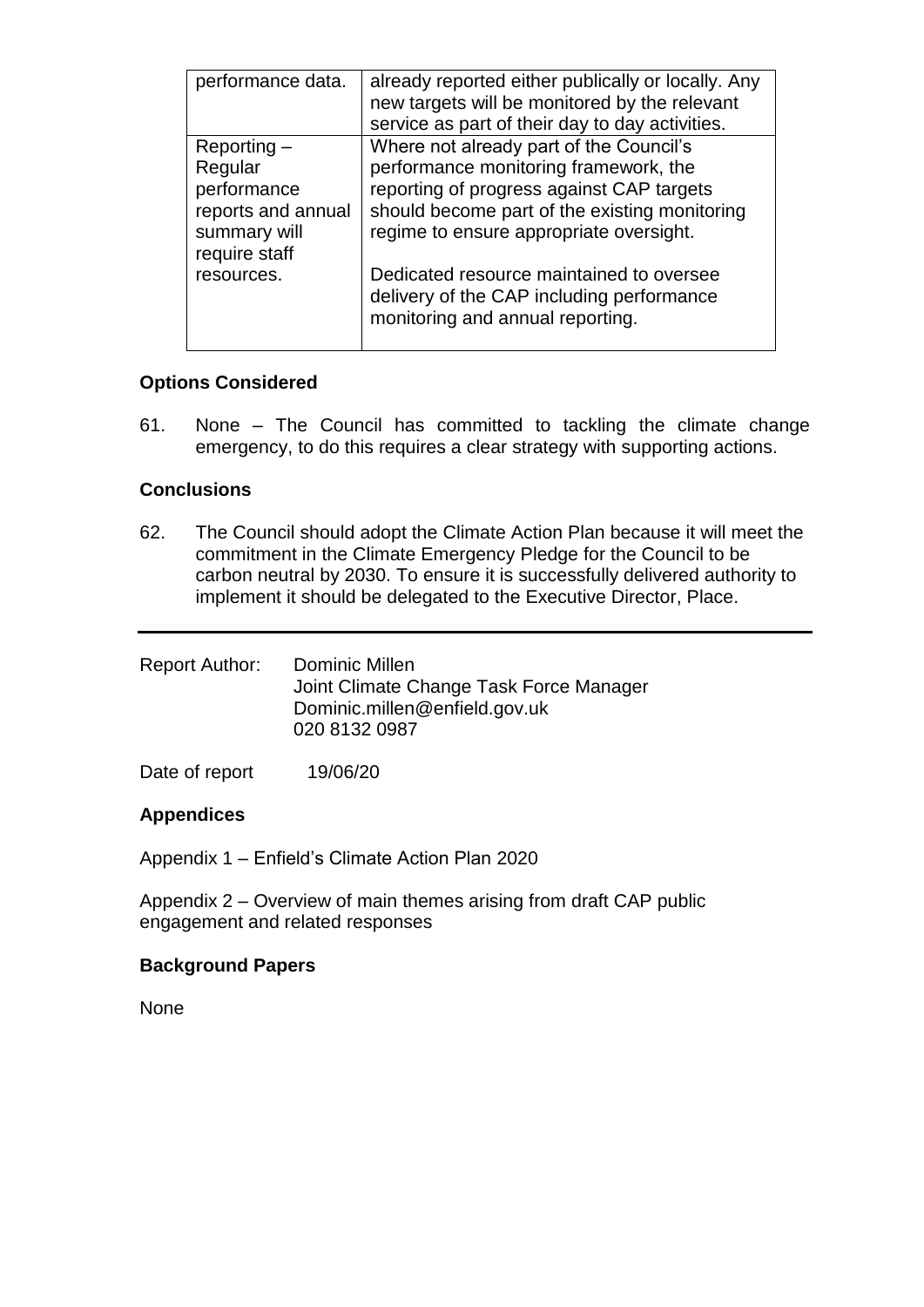| | |
|---|---|
| performance data. | already reported either publically or locally. Any new targets will be monitored by the relevant service as part of their day to day activities. |
| Reporting – Regular performance reports and annual summary will require staff resources. | Where not already part of the Council's performance monitoring framework, the reporting of progress against CAP targets should become part of the existing monitoring regime to ensure appropriate oversight.<br><br>Dedicated resource maintained to oversee delivery of the CAP including performance monitoring and annual reporting. |

**Options Considered**

61. None – The Council has committed to tackling the climate change emergency, to do this requires a clear strategy with supporting actions.

**Conclusions**

62. The Council should adopt the Climate Action Plan because it will meet the commitment in the Climate Emergency Pledge for the Council to be carbon neutral by 2030. To ensure it is successfully delivered authority to implement it should be delegated to the Executive Director, Place.

---

Report Author: Dominic Millen
Joint Climate Change Task Force Manager
Dominic.millen@enfield.gov.uk
020 8132 0987

Date of report 19/06/20

**Appendices**

Appendix 1 – Enfield's Climate Action Plan 2020

Appendix 2 – Overview of main themes arising from draft CAP public engagement and related responses

**Background Papers**

None